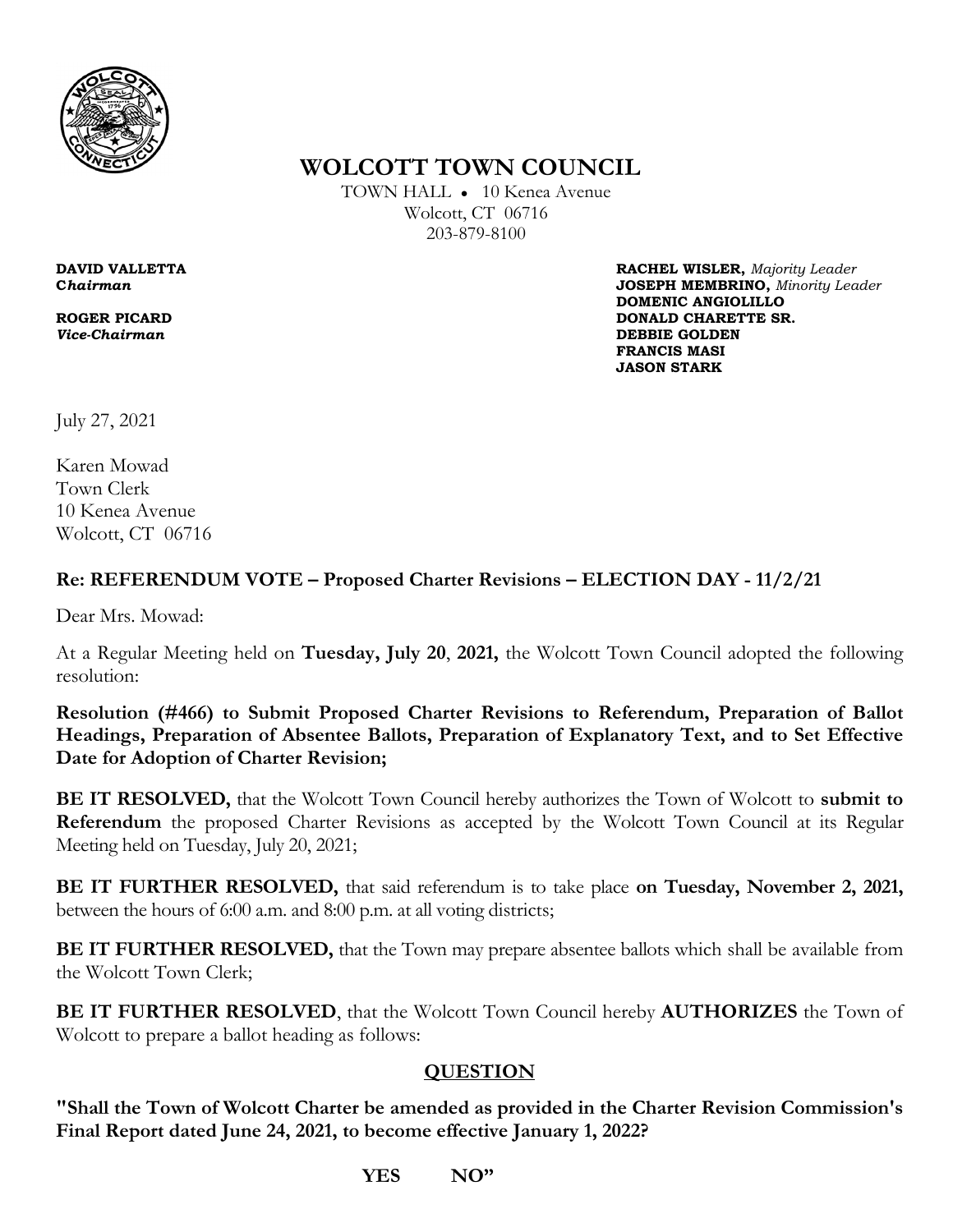# WOLCOTT TOWN COUNCIL

TOWN HALL • 10 Kenea Avenue
Wolcott, CT 06716
203-879-8100

**DAVID VALLETTA**
***Chairman***

**ROGER PICARD**
***Vice-Chairman***

**RACHEL WISLER,** *Majority Leader*
**JOSEPH MEMBRINO,** *Minority Leader*
**DOMENIC ANGIOLILLO**
**DONALD CHARETTE SR.**
**DEBBIE GOLDEN**
**FRANCIS MASI**
**JASON STARK**

July 27, 2021

Karen Mowad
Town Clerk
10 Kenea Avenue
Wolcott, CT 06716

**Re: REFERENDUM VOTE – Proposed Charter Revisions – ELECTION DAY - 11/2/21**

Dear Mrs. Mowad:

At a Regular Meeting held on **Tuesday, July 20**, **2021,** the Wolcott Town Council adopted the following resolution:

**Resolution (#466) to Submit Proposed Charter Revisions to Referendum, Preparation of Ballot Headings, Preparation of Absentee Ballots, Preparation of Explanatory Text, and to Set Effective Date for Adoption of Charter Revision;**

**BE IT RESOLVED,** that the Wolcott Town Council hereby authorizes the Town of Wolcott to **submit to Referendum** the proposed Charter Revisions as accepted by the Wolcott Town Council at its Regular Meeting held on Tuesday, July 20, 2021;

**BE IT FURTHER RESOLVED,** that said referendum is to take place **on Tuesday, November 2, 2021,** between the hours of 6:00 a.m. and 8:00 p.m. at all voting districts;

**BE IT FURTHER RESOLVED,** that the Town may prepare absentee ballots which shall be available from the Wolcott Town Clerk;

**BE IT FURTHER RESOLVED**, that the Wolcott Town Council hereby **AUTHORIZES** the Town of Wolcott to prepare a ballot heading as follows:

**<u>QUESTION</u>**

**"Shall the Town of Wolcott Charter be amended as provided in the Charter Revision Commission's Final Report dated June 24, 2021, to become effective January 1, 2022?**

**YES NO"**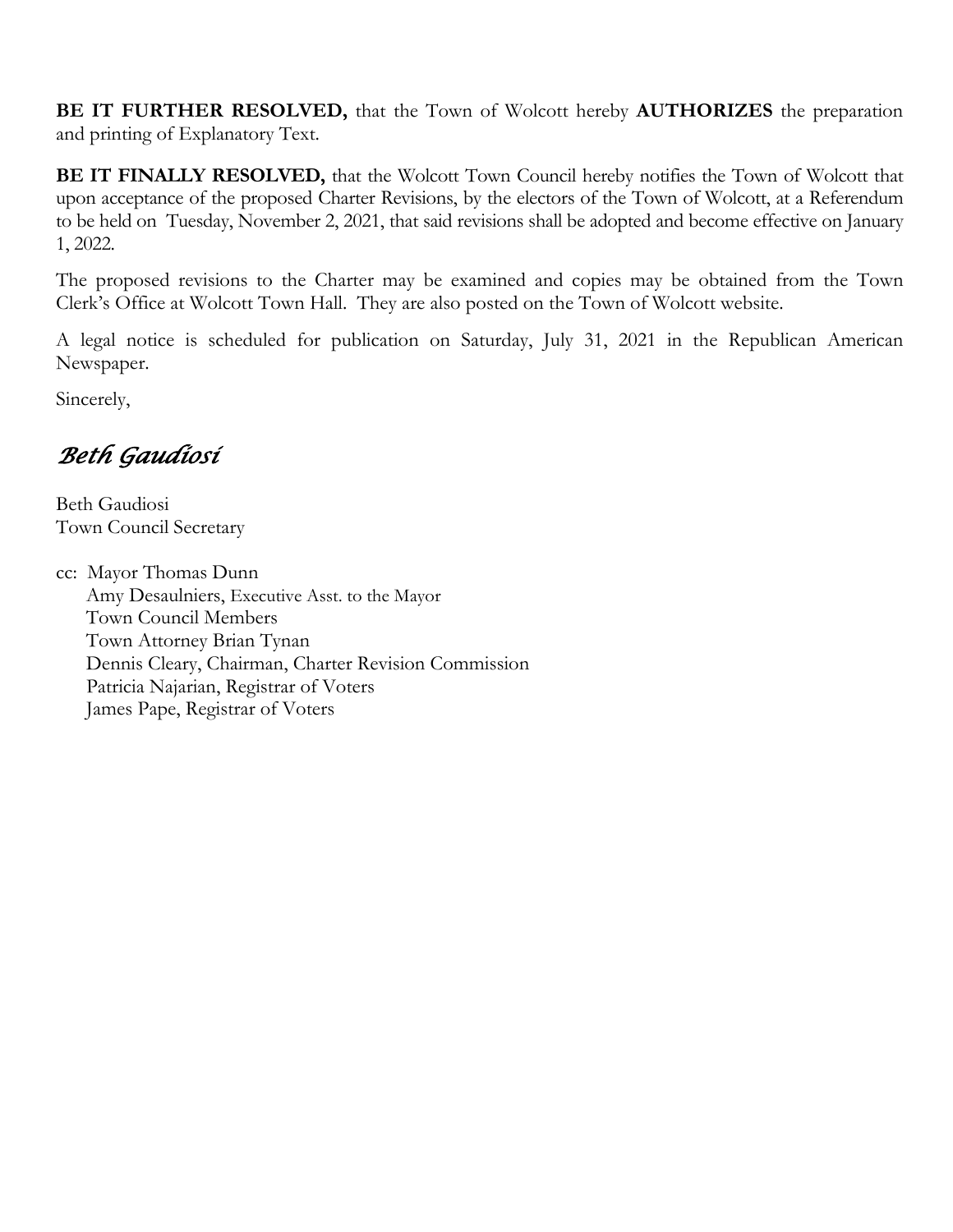**BE IT FURTHER RESOLVED,** that the Town of Wolcott hereby **AUTHORIZES** the preparation and printing of Explanatory Text.

**BE IT FINALLY RESOLVED,** that the Wolcott Town Council hereby notifies the Town of Wolcott that upon acceptance of the proposed Charter Revisions, by the electors of the Town of Wolcott, at a Referendum to be held on Tuesday, November 2, 2021, that said revisions shall be adopted and become effective on January 1, 2022.

The proposed revisions to the Charter may be examined and copies may be obtained from the Town Clerk's Office at Wolcott Town Hall. They are also posted on the Town of Wolcott website.

A legal notice is scheduled for publication on Saturday, July 31, 2021 in the Republican American Newspaper.

Sincerely,

*Beth Gaudiosi*

Beth Gaudiosi
Town Council Secretary

cc: Mayor Thomas Dunn
Amy Desaulniers, Executive Asst. to the Mayor
Town Council Members
Town Attorney Brian Tynan
Dennis Cleary, Chairman, Charter Revision Commission
Patricia Najarian, Registrar of Voters
James Pape, Registrar of Voters